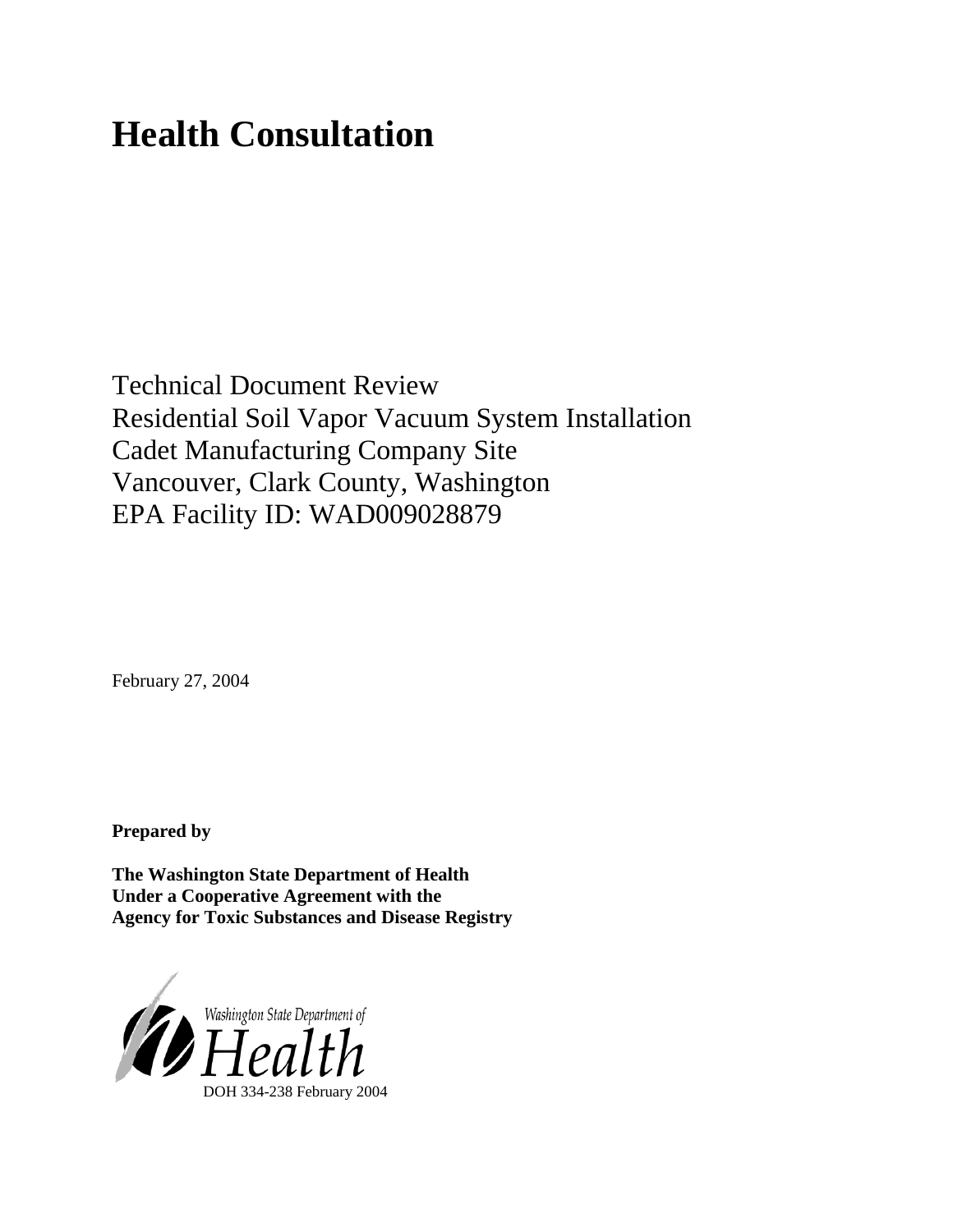# Health Consultation

Technical Document Review
Residential Soil Vapor Vacuum System Installation
Cadet Manufacturing Company Site
Vancouver, Clark County, Washington
EPA Facility ID: WAD009028879

February 27, 2004

**Prepared by**

**The Washington State Department of Health**
**Under a Cooperative Agreement with the**
**Agency for Toxic Substances and Disease Registry**

Washington State Department of Health

DOH 334-238 February 2004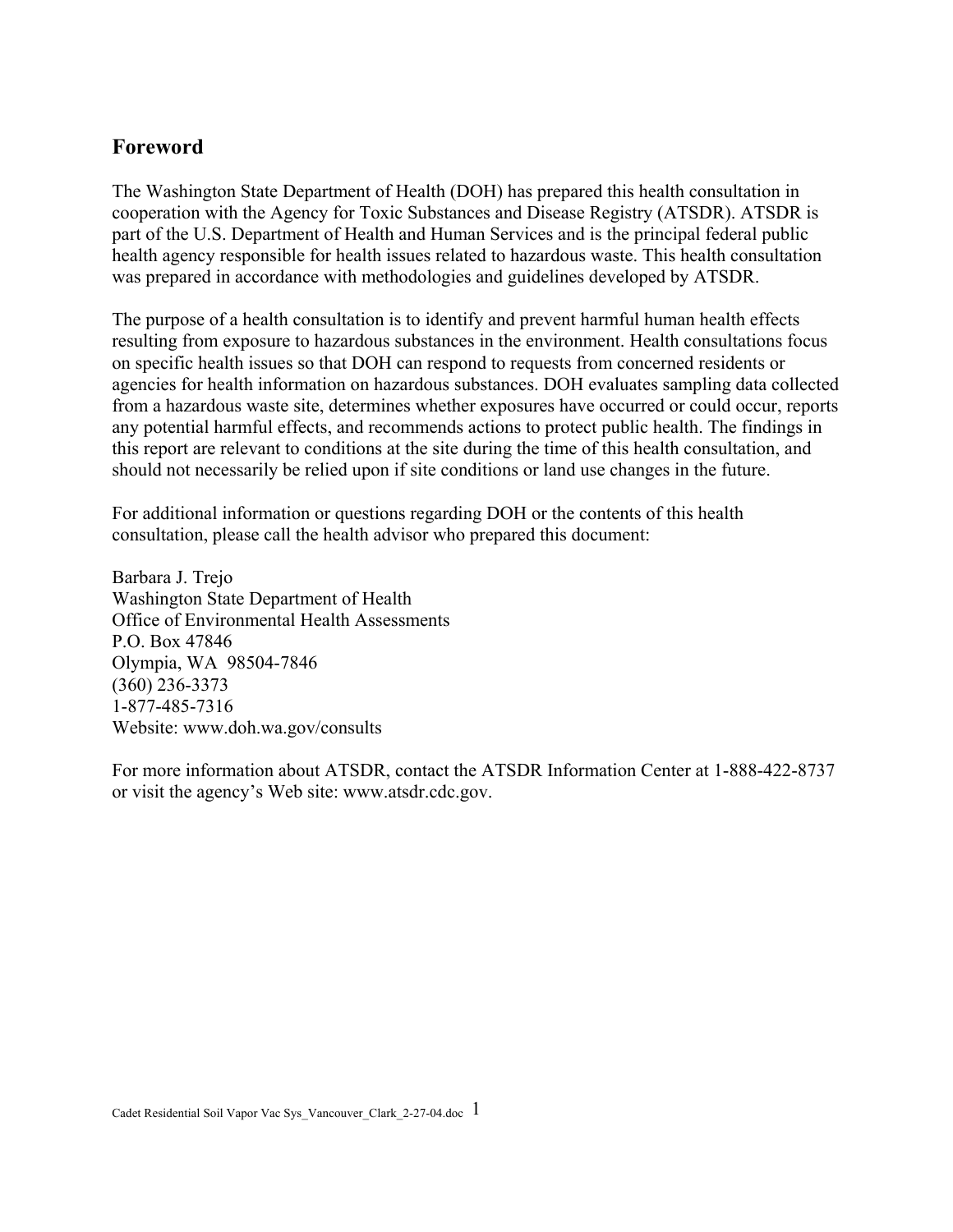## Foreword

The Washington State Department of Health (DOH) has prepared this health consultation in cooperation with the Agency for Toxic Substances and Disease Registry (ATSDR). ATSDR is part of the U.S. Department of Health and Human Services and is the principal federal public health agency responsible for health issues related to hazardous waste. This health consultation was prepared in accordance with methodologies and guidelines developed by ATSDR.

The purpose of a health consultation is to identify and prevent harmful human health effects resulting from exposure to hazardous substances in the environment. Health consultations focus on specific health issues so that DOH can respond to requests from concerned residents or agencies for health information on hazardous substances. DOH evaluates sampling data collected from a hazardous waste site, determines whether exposures have occurred or could occur, reports any potential harmful effects, and recommends actions to protect public health. The findings in this report are relevant to conditions at the site during the time of this health consultation, and should not necessarily be relied upon if site conditions or land use changes in the future.

For additional information or questions regarding DOH or the contents of this health consultation, please call the health advisor who prepared this document:

Barbara J. Trejo  
Washington State Department of Health  
Office of Environmental Health Assessments  
P.O. Box 47846  
Olympia, WA 98504-7846  
(360) 236-3373  
1-877-485-7316  
Website: www.doh.wa.gov/consults

For more information about ATSDR, contact the ATSDR Information Center at 1-888-422-8737 or visit the agency's Web site: www.atsdr.cdc.gov.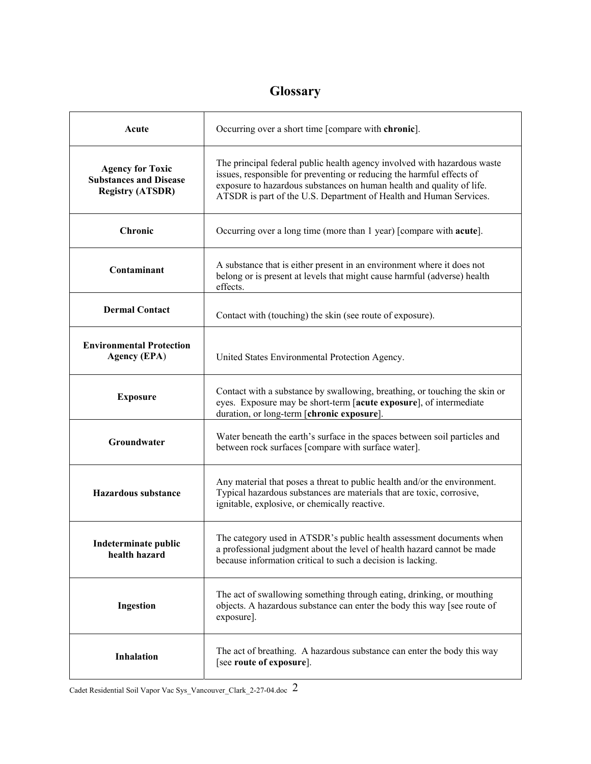# Glossary

| | |
|---|---|
| **Acute** | Occurring over a short time [compare with **chronic**]. |
| **Agency for Toxic Substances and Disease Registry (ATSDR)** | The principal federal public health agency involved with hazardous waste issues, responsible for preventing or reducing the harmful effects of exposure to hazardous substances on human health and quality of life. ATSDR is part of the U.S. Department of Health and Human Services. |
| **Chronic** | Occurring over a long time (more than 1 year) [compare with **acute**]. |
| **Contaminant** | A substance that is either present in an environment where it does not belong or is present at levels that might cause harmful (adverse) health effects. |
| **Dermal Contact** | Contact with (touching) the skin (see route of exposure). |
| **Environmental Protection Agency (EPA)** | United States Environmental Protection Agency. |
| **Exposure** | Contact with a substance by swallowing, breathing, or touching the skin or eyes. Exposure may be short-term [**acute exposure**], of intermediate duration, or long-term [**chronic exposure**]. |
| **Groundwater** | Water beneath the earth's surface in the spaces between soil particles and between rock surfaces [compare with surface water]. |
| **Hazardous substance** | Any material that poses a threat to public health and/or the environment. Typical hazardous substances are materials that are toxic, corrosive, ignitable, explosive, or chemically reactive. |
| **Indeterminate public health hazard** | The category used in ATSDR's public health assessment documents when a professional judgment about the level of health hazard cannot be made because information critical to such a decision is lacking. |
| **Ingestion** | The act of swallowing something through eating, drinking, or mouthing objects. A hazardous substance can enter the body this way [see route of exposure]. |
| **Inhalation** | The act of breathing. A hazardous substance can enter the body this way [see **route of exposure**]. |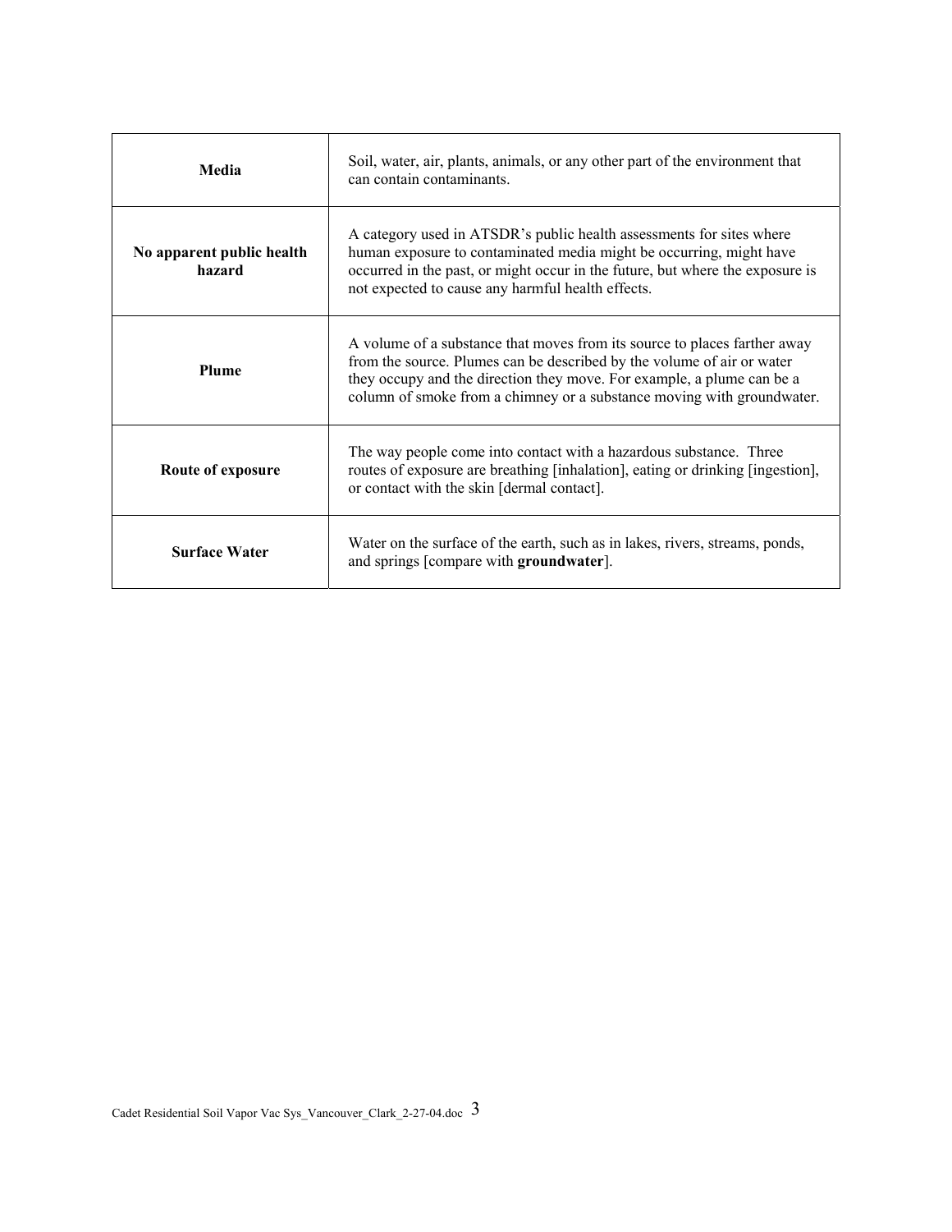| | |
|---|---|
| **Media** | Soil, water, air, plants, animals, or any other part of the environment that can contain contaminants. |
| **No apparent public health hazard** | A category used in ATSDR's public health assessments for sites where human exposure to contaminated media might be occurring, might have occurred in the past, or might occur in the future, but where the exposure is not expected to cause any harmful health effects. |
| **Plume** | A volume of a substance that moves from its source to places farther away from the source. Plumes can be described by the volume of air or water they occupy and the direction they move. For example, a plume can be a column of smoke from a chimney or a substance moving with groundwater. |
| **Route of exposure** | The way people come into contact with a hazardous substance. Three routes of exposure are breathing [inhalation], eating or drinking [ingestion], or contact with the skin [dermal contact]. |
| **Surface Water** | Water on the surface of the earth, such as in lakes, rivers, streams, ponds, and springs [compare with **groundwater**]. |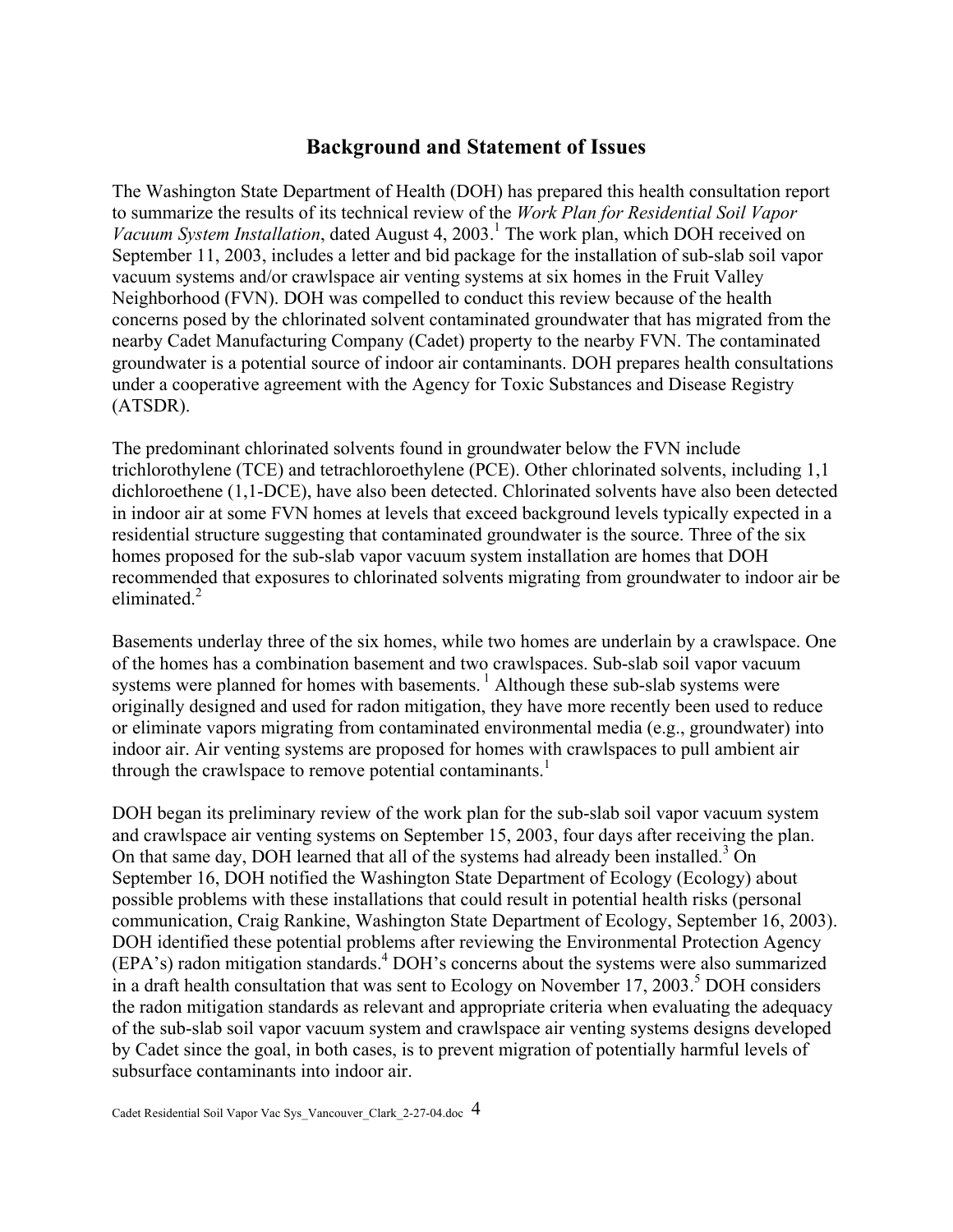## Background and Statement of Issues

The Washington State Department of Health (DOH) has prepared this health consultation report to summarize the results of its technical review of the *Work Plan for Residential Soil Vapor Vacuum System Installation*, dated August 4, 2003.[1] The work plan, which DOH received on September 11, 2003, includes a letter and bid package for the installation of sub-slab soil vapor vacuum systems and/or crawlspace air venting systems at six homes in the Fruit Valley Neighborhood (FVN). DOH was compelled to conduct this review because of the health concerns posed by the chlorinated solvent contaminated groundwater that has migrated from the nearby Cadet Manufacturing Company (Cadet) property to the nearby FVN. The contaminated groundwater is a potential source of indoor air contaminants. DOH prepares health consultations under a cooperative agreement with the Agency for Toxic Substances and Disease Registry (ATSDR).

The predominant chlorinated solvents found in groundwater below the FVN include trichlorothylene (TCE) and tetrachloroethylene (PCE). Other chlorinated solvents, including 1,1 dichloroethene (1,1-DCE), have also been detected. Chlorinated solvents have also been detected in indoor air at some FVN homes at levels that exceed background levels typically expected in a residential structure suggesting that contaminated groundwater is the source. Three of the six homes proposed for the sub-slab vapor vacuum system installation are homes that DOH recommended that exposures to chlorinated solvents migrating from groundwater to indoor air be eliminated.[2]

Basements underlay three of the six homes, while two homes are underlain by a crawlspace. One of the homes has a combination basement and two crawlspaces. Sub-slab soil vapor vacuum systems were planned for homes with basements.[1] Although these sub-slab systems were originally designed and used for radon mitigation, they have more recently been used to reduce or eliminate vapors migrating from contaminated environmental media (e.g., groundwater) into indoor air. Air venting systems are proposed for homes with crawlspaces to pull ambient air through the crawlspace to remove potential contaminants.[1]

DOH began its preliminary review of the work plan for the sub-slab soil vapor vacuum system and crawlspace air venting systems on September 15, 2003, four days after receiving the plan. On that same day, DOH learned that all of the systems had already been installed.[3] On September 16, DOH notified the Washington State Department of Ecology (Ecology) about possible problems with these installations that could result in potential health risks (personal communication, Craig Rankine, Washington State Department of Ecology, September 16, 2003). DOH identified these potential problems after reviewing the Environmental Protection Agency (EPA's) radon mitigation standards.[4] DOH's concerns about the systems were also summarized in a draft health consultation that was sent to Ecology on November 17, 2003.[5] DOH considers the radon mitigation standards as relevant and appropriate criteria when evaluating the adequacy of the sub-slab soil vapor vacuum system and crawlspace air venting systems designs developed by Cadet since the goal, in both cases, is to prevent migration of potentially harmful levels of subsurface contaminants into indoor air.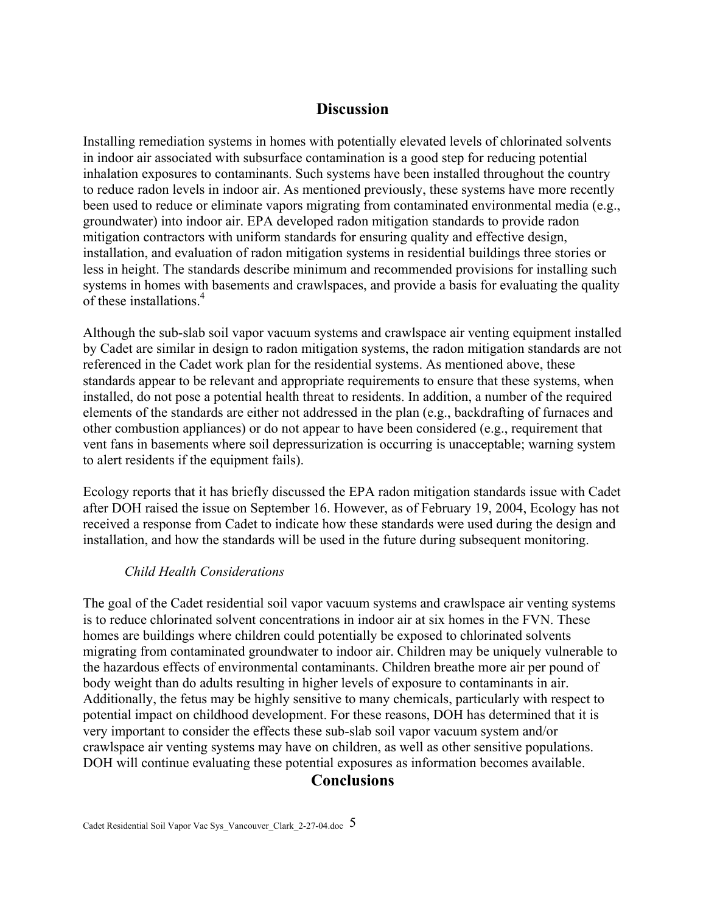## Discussion

Installing remediation systems in homes with potentially elevated levels of chlorinated solvents in indoor air associated with subsurface contamination is a good step for reducing potential inhalation exposures to contaminants. Such systems have been installed throughout the country to reduce radon levels in indoor air. As mentioned previously, these systems have more recently been used to reduce or eliminate vapors migrating from contaminated environmental media (e.g., groundwater) into indoor air. EPA developed radon mitigation standards to provide radon mitigation contractors with uniform standards for ensuring quality and effective design, installation, and evaluation of radon mitigation systems in residential buildings three stories or less in height. The standards describe minimum and recommended provisions for installing such systems in homes with basements and crawlspaces, and provide a basis for evaluating the quality of these installations.[4]

Although the sub-slab soil vapor vacuum systems and crawlspace air venting equipment installed by Cadet are similar in design to radon mitigation systems, the radon mitigation standards are not referenced in the Cadet work plan for the residential systems. As mentioned above, these standards appear to be relevant and appropriate requirements to ensure that these systems, when installed, do not pose a potential health threat to residents. In addition, a number of the required elements of the standards are either not addressed in the plan (e.g., backdrafting of furnaces and other combustion appliances) or do not appear to have been considered (e.g., requirement that vent fans in basements where soil depressurization is occurring is unacceptable; warning system to alert residents if the equipment fails).

Ecology reports that it has briefly discussed the EPA radon mitigation standards issue with Cadet after DOH raised the issue on September 16. However, as of February 19, 2004, Ecology has not received a response from Cadet to indicate how these standards were used during the design and installation, and how the standards will be used in the future during subsequent monitoring.

### *Child Health Considerations*

The goal of the Cadet residential soil vapor vacuum systems and crawlspace air venting systems is to reduce chlorinated solvent concentrations in indoor air at six homes in the FVN. These homes are buildings where children could potentially be exposed to chlorinated solvents migrating from contaminated groundwater to indoor air. Children may be uniquely vulnerable to the hazardous effects of environmental contaminants. Children breathe more air per pound of body weight than do adults resulting in higher levels of exposure to contaminants in air. Additionally, the fetus may be highly sensitive to many chemicals, particularly with respect to potential impact on childhood development. For these reasons, DOH has determined that it is very important to consider the effects these sub-slab soil vapor vacuum system and/or crawlspace air venting systems may have on children, as well as other sensitive populations. DOH will continue evaluating these potential exposures as information becomes available.

## Conclusions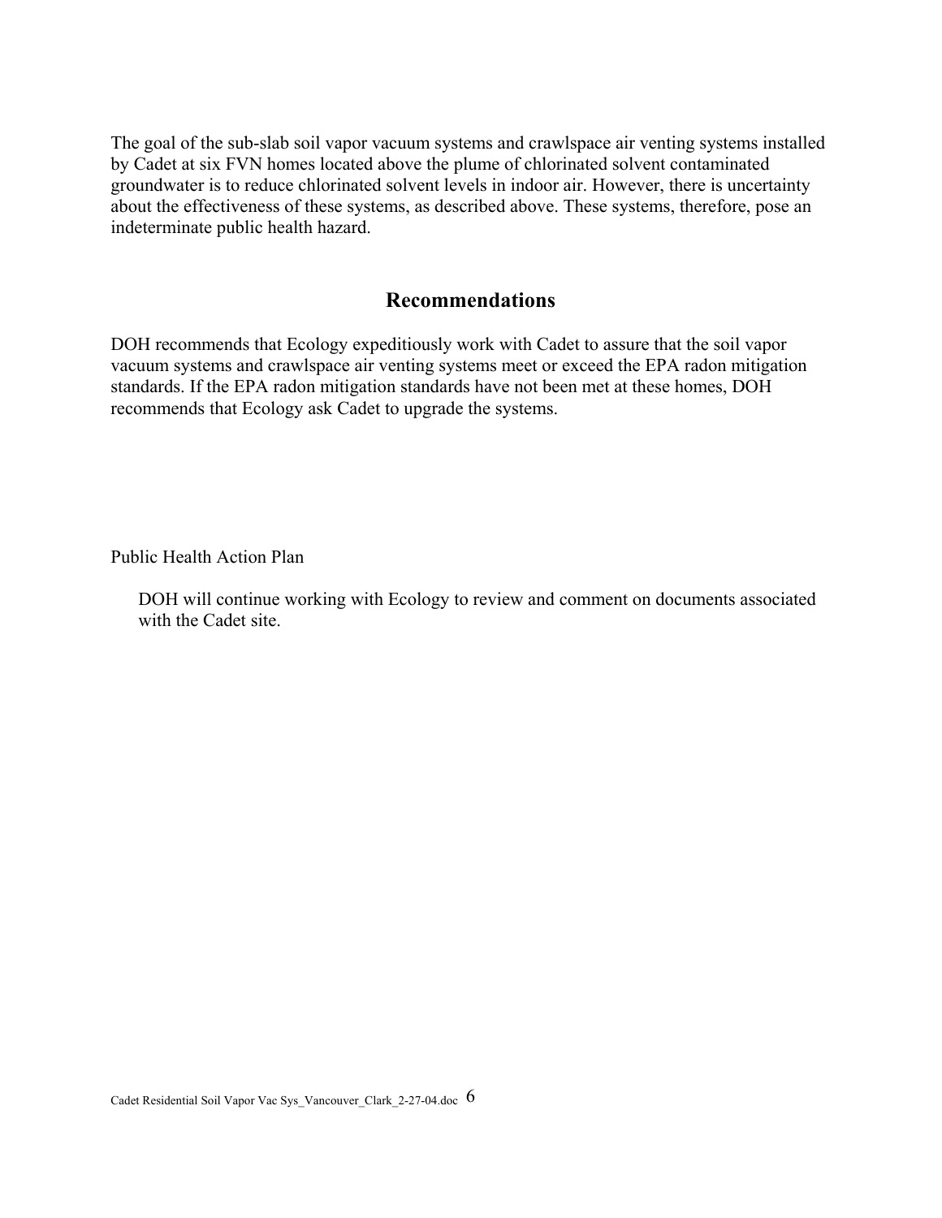The goal of the sub-slab soil vapor vacuum systems and crawlspace air venting systems installed by Cadet at six FVN homes located above the plume of chlorinated solvent contaminated groundwater is to reduce chlorinated solvent levels in indoor air. However, there is uncertainty about the effectiveness of these systems, as described above. These systems, therefore, pose an indeterminate public health hazard.

## Recommendations

DOH recommends that Ecology expeditiously work with Cadet to assure that the soil vapor vacuum systems and crawlspace air venting systems meet or exceed the EPA radon mitigation standards. If the EPA radon mitigation standards have not been met at these homes, DOH recommends that Ecology ask Cadet to upgrade the systems.

Public Health Action Plan

DOH will continue working with Ecology to review and comment on documents associated with the Cadet site.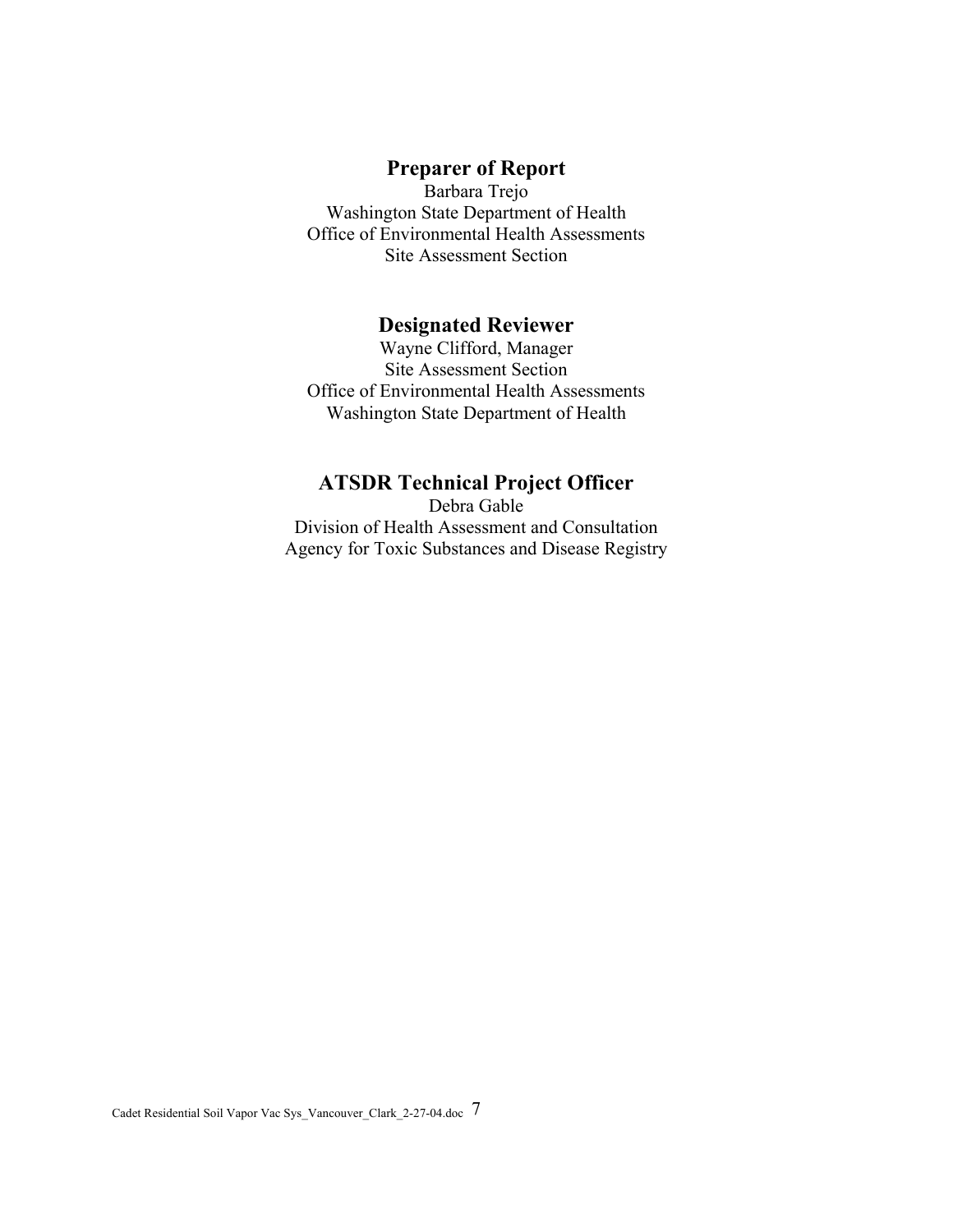## Preparer of Report

Barbara Trejo
Washington State Department of Health
Office of Environmental Health Assessments
Site Assessment Section

## Designated Reviewer

Wayne Clifford, Manager
Site Assessment Section
Office of Environmental Health Assessments
Washington State Department of Health

## ATSDR Technical Project Officer

Debra Gable
Division of Health Assessment and Consultation
Agency for Toxic Substances and Disease Registry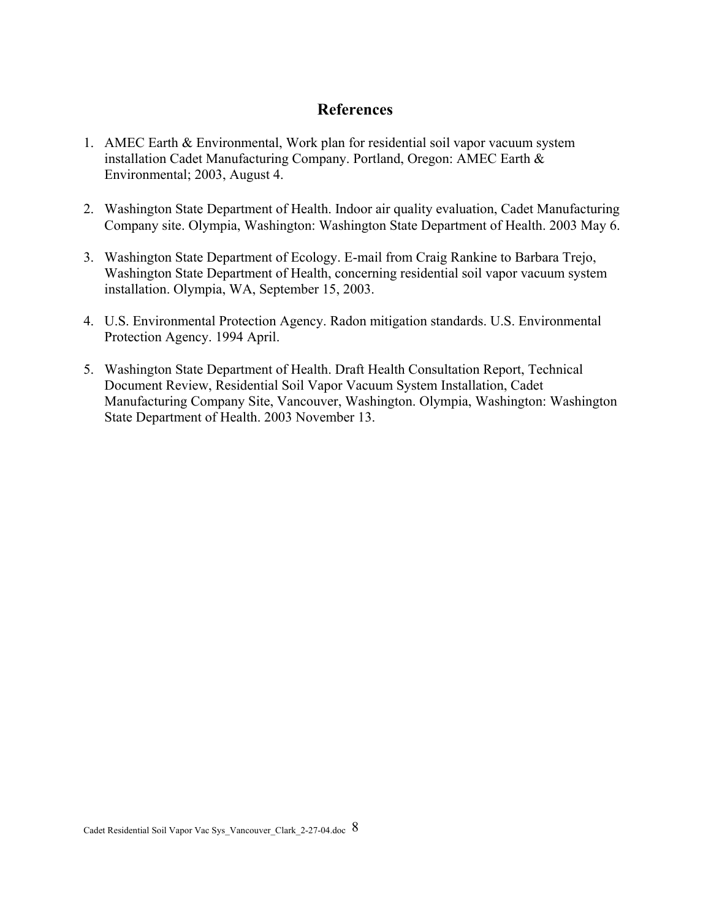# References

1. AMEC Earth & Environmental, Work plan for residential soil vapor vacuum system installation Cadet Manufacturing Company. Portland, Oregon: AMEC Earth & Environmental; 2003, August 4.

2. Washington State Department of Health. Indoor air quality evaluation, Cadet Manufacturing Company site. Olympia, Washington: Washington State Department of Health. 2003 May 6.

3. Washington State Department of Ecology. E-mail from Craig Rankine to Barbara Trejo, Washington State Department of Health, concerning residential soil vapor vacuum system installation. Olympia, WA, September 15, 2003.

4. U.S. Environmental Protection Agency. Radon mitigation standards. U.S. Environmental Protection Agency. 1994 April.

5. Washington State Department of Health. Draft Health Consultation Report, Technical Document Review, Residential Soil Vapor Vacuum System Installation, Cadet Manufacturing Company Site, Vancouver, Washington. Olympia, Washington: Washington State Department of Health. 2003 November 13.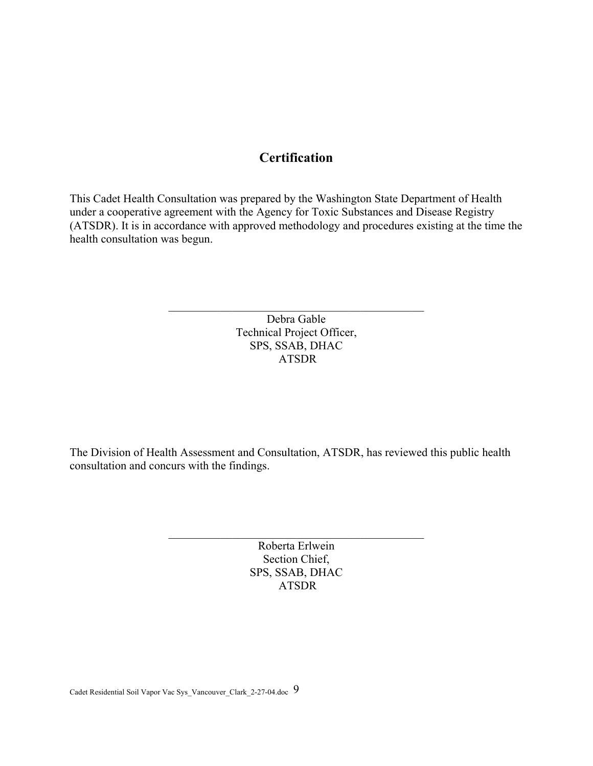## Certification

This Cadet Health Consultation was prepared by the Washington State Department of Health under a cooperative agreement with the Agency for Toxic Substances and Disease Registry (ATSDR). It is in accordance with approved methodology and procedures existing at the time the health consultation was begun.

\_\_\_\_\_\_\_\_\_\_\_\_\_\_\_\_\_\_\_\_\_\_\_\_\_\_\_\_\_\_\_\_\_\_\_\_\_\_\_\_\_\_\_\_\_\_\_\_

Debra Gable
Technical Project Officer,
SPS, SSAB, DHAC
ATSDR

The Division of Health Assessment and Consultation, ATSDR, has reviewed this public health consultation and concurs with the findings.

\_\_\_\_\_\_\_\_\_\_\_\_\_\_\_\_\_\_\_\_\_\_\_\_\_\_\_\_\_\_\_\_\_\_\_\_\_\_\_\_\_\_\_\_\_\_\_\_

Roberta Erlwein
Section Chief,
SPS, SSAB, DHAC
ATSDR